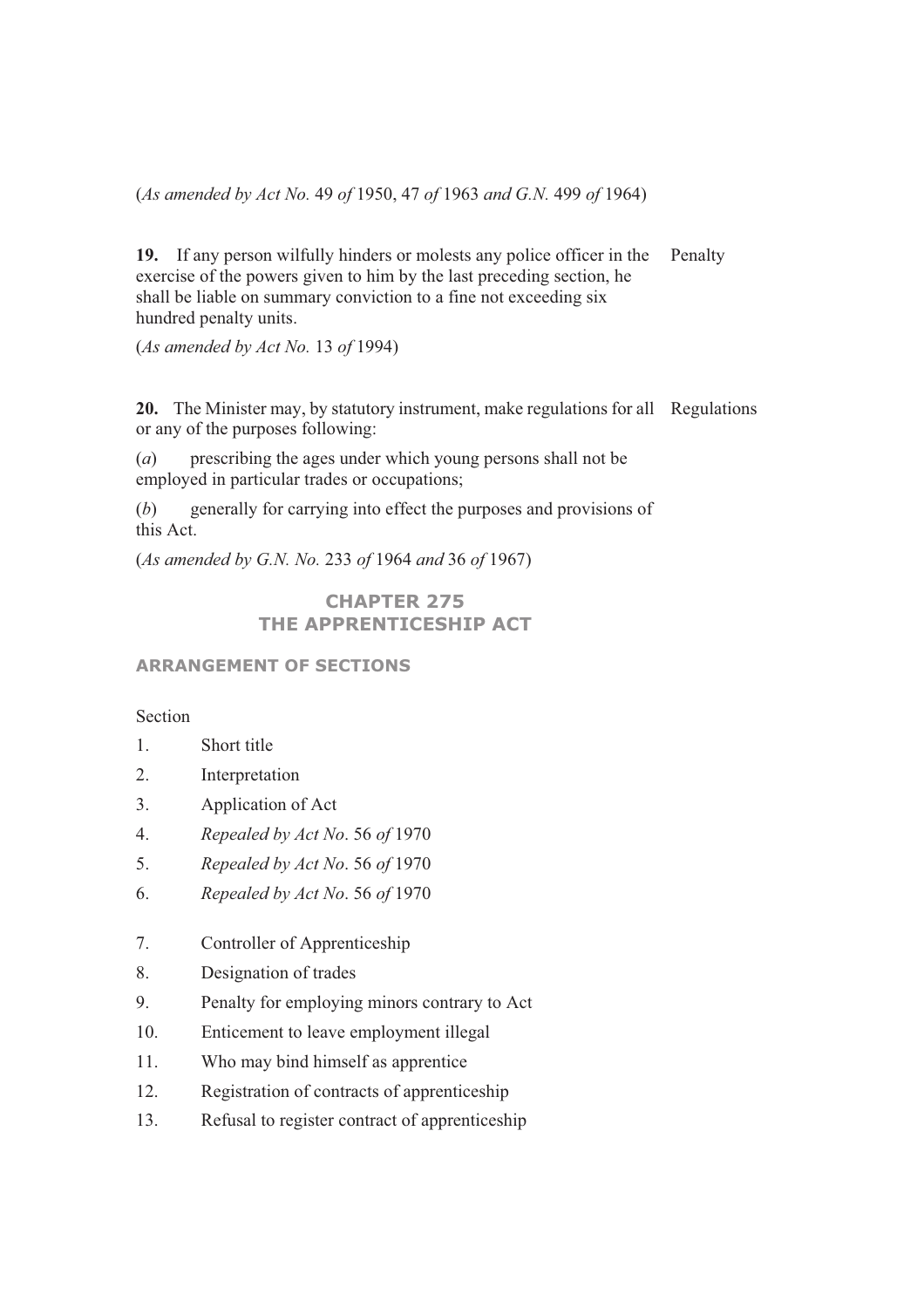(*As amended by Act No.* 49 *of* 1950, 47 *of* 1963 *and G.N.* 499 *of* 1964)

**19.** If any person wilfully hinders or molests any police officer in the exercise of the powers given to him by the last preceding section, he shall be liable on summary conviction to a fine not exceeding six hundred penalty units. Penalty

(*As amended by Act No.* 13 *of* 1994)

**20.** The Minister may, by statutory instrument, make regulations for all or any of the purposes following: Regulations

(*a*) prescribing the ages under which young persons shall not be employed in particular trades or occupations;

(*b*) generally for carrying into effect the purposes and provisions of this Act.

(*As amended by G.N. No.* 233 *of* 1964 *and* 36 *of* 1967)

## CHAPTER 275
## THE APPRENTICESHIP ACT

### ARRANGEMENT OF SECTIONS

Section

1. Short title
2. Interpretation
3. Application of Act
4. *Repealed by Act No*. 56 *of* 1970
5. *Repealed by Act No*. 56 *of* 1970
6. *Repealed by Act No*. 56 *of* 1970
7. Controller of Apprenticeship
8. Designation of trades
9. Penalty for employing minors contrary to Act
10. Enticement to leave employment illegal
11. Who may bind himself as apprentice
12. Registration of contracts of apprenticeship
13. Refusal to register contract of apprenticeship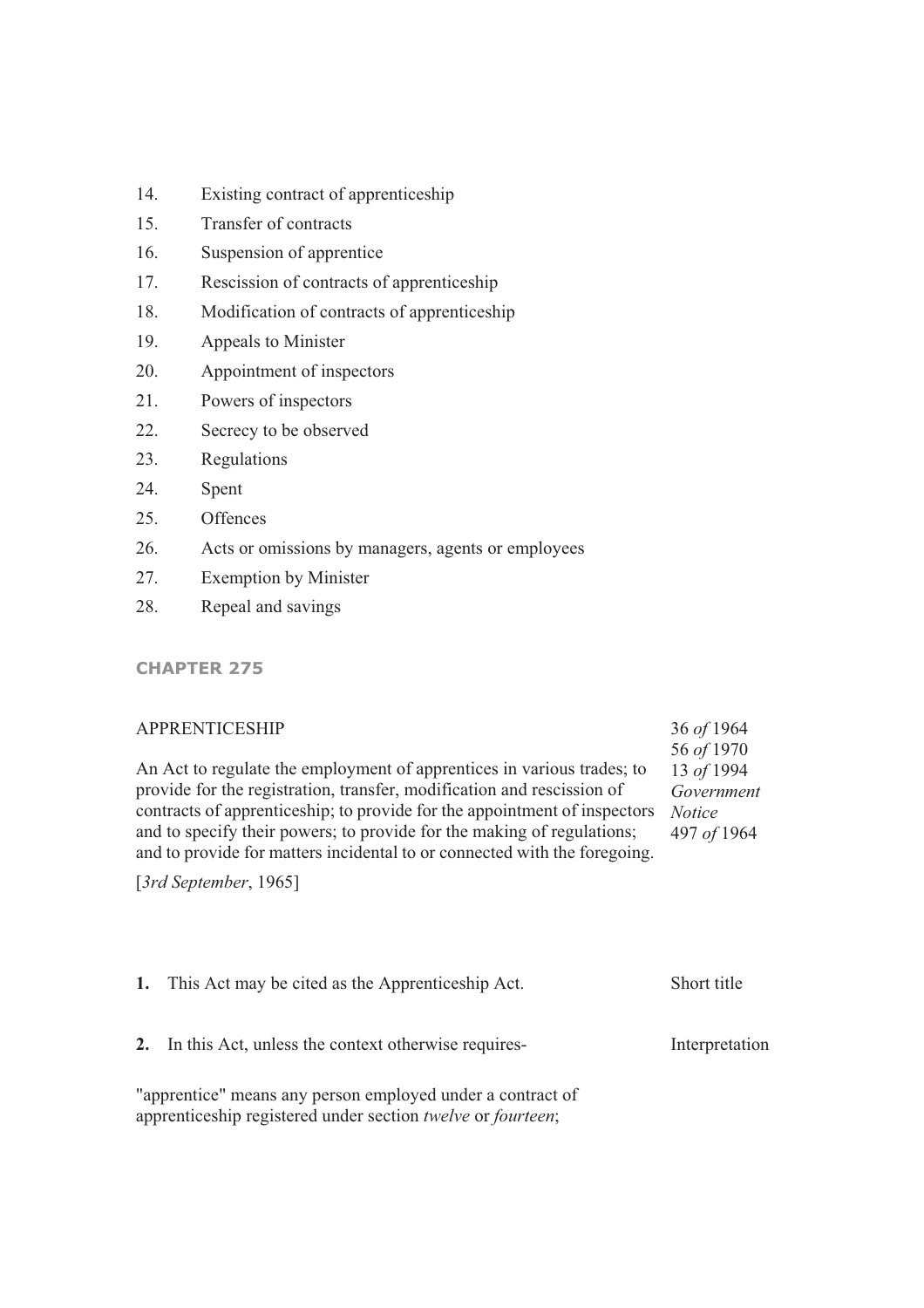14. Existing contract of apprenticeship
15. Transfer of contracts
16. Suspension of apprentice
17. Rescission of contracts of apprenticeship
18. Modification of contracts of apprenticeship
19. Appeals to Minister
20. Appointment of inspectors
21. Powers of inspectors
22. Secrecy to be observed
23. Regulations
24. Spent
25. Offences
26. Acts or omissions by managers, agents or employees
27. Exemption by Minister
28. Repeal and savings

## CHAPTER 275

### APPRENTICESHIP

36 *of* 1964
56 *of* 1970
13 *of* 1994
*Government Notice*
497 *of* 1964

An Act to regulate the employment of apprentices in various trades; to provide for the registration, transfer, modification and rescission of contracts of apprenticeship; to provide for the appointment of inspectors and to specify their powers; to provide for the making of regulations; and to provide for matters incidental to or connected with the foregoing.

[*3rd September*, 1965]

**1.** This Act may be cited as the Apprenticeship Act. — Short title

**2.** In this Act, unless the context otherwise requires- — Interpretation

"apprentice" means any person employed under a contract of apprenticeship registered under section *twelve* or *fourteen*;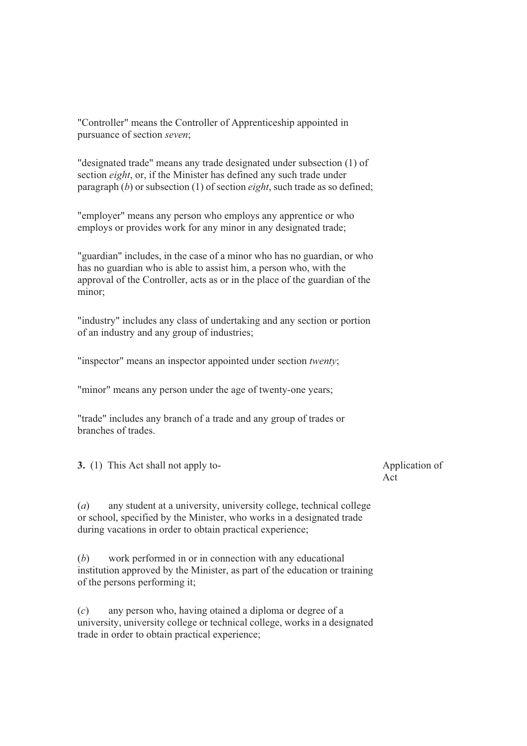"Controller" means the Controller of Apprenticeship appointed in pursuance of section *seven*;

"designated trade" means any trade designated under subsection (1) of section *eight*, or, if the Minister has defined any such trade under paragraph (*b*) or subsection (1) of section *eight*, such trade as so defined;

"employer" means any person who employs any apprentice or who employs or provides work for any minor in any designated trade;

"guardian" includes, in the case of a minor who has no guardian, or who has no guardian who is able to assist him, a person who, with the approval of the Controller, acts as or in the place of the guardian of the minor;

"industry" includes any class of undertaking and any section or portion of an industry and any group of industries;

"inspector" means an inspector appointed under section *twenty*;

"minor" means any person under the age of twenty-one years;

"trade" includes any branch of a trade and any group of trades or branches of trades.

**3.** (1) This Act shall not apply to- Application of Act

(*a*) any student at a university, university college, technical college or school, specified by the Minister, who works in a designated trade during vacations in order to obtain practical experience;

(*b*) work performed in or in connection with any educational institution approved by the Minister, as part of the education or training of the persons performing it;

(*c*) any person who, having otained a diploma or degree of a university, university college or technical college, works in a designated trade in order to obtain practical experience;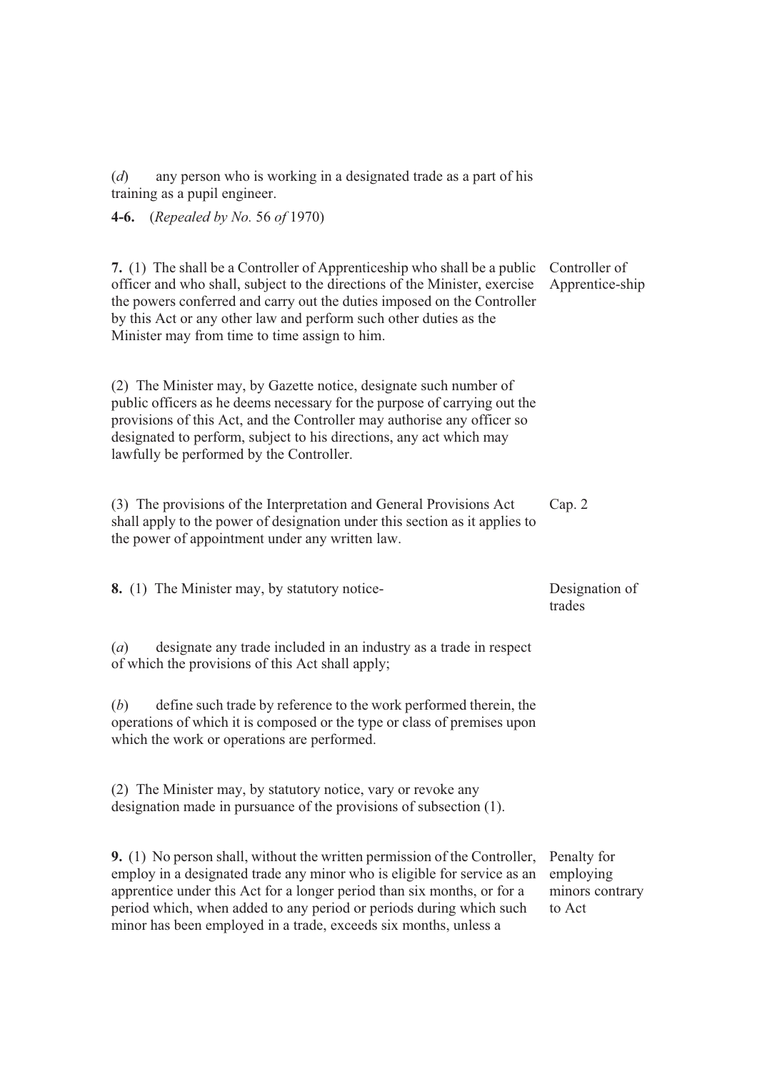(*d*) any person who is working in a designated trade as a part of his training as a pupil engineer.

**4-6.** (*Repealed by No.* 56 *of* 1970)

**7.** (1) The shall be a Controller of Apprenticeship who shall be a public officer and who shall, subject to the directions of the Minister, exercise the powers conferred and carry out the duties imposed on the Controller by this Act or any other law and perform such other duties as the Minister may from time to time assign to him.

Controller of Apprentice-ship

(2) The Minister may, by Gazette notice, designate such number of public officers as he deems necessary for the purpose of carrying out the provisions of this Act, and the Controller may authorise any officer so designated to perform, subject to his directions, any act which may lawfully be performed by the Controller.

(3) The provisions of the Interpretation and General Provisions Act shall apply to the power of designation under this section as it applies to the power of appointment under any written law.

Cap. 2

**8.** (1) The Minister may, by statutory notice-

Designation of trades

(*a*) designate any trade included in an industry as a trade in respect of which the provisions of this Act shall apply;

(*b*) define such trade by reference to the work performed therein, the operations of which it is composed or the type or class of premises upon which the work or operations are performed.

(2) The Minister may, by statutory notice, vary or revoke any designation made in pursuance of the provisions of subsection (1).

**9.** (1) No person shall, without the written permission of the Controller, employ in a designated trade any minor who is eligible for service as an apprentice under this Act for a longer period than six months, or for a period which, when added to any period or periods during which such minor has been employed in a trade, exceeds six months, unless a

Penalty for employing minors contrary to Act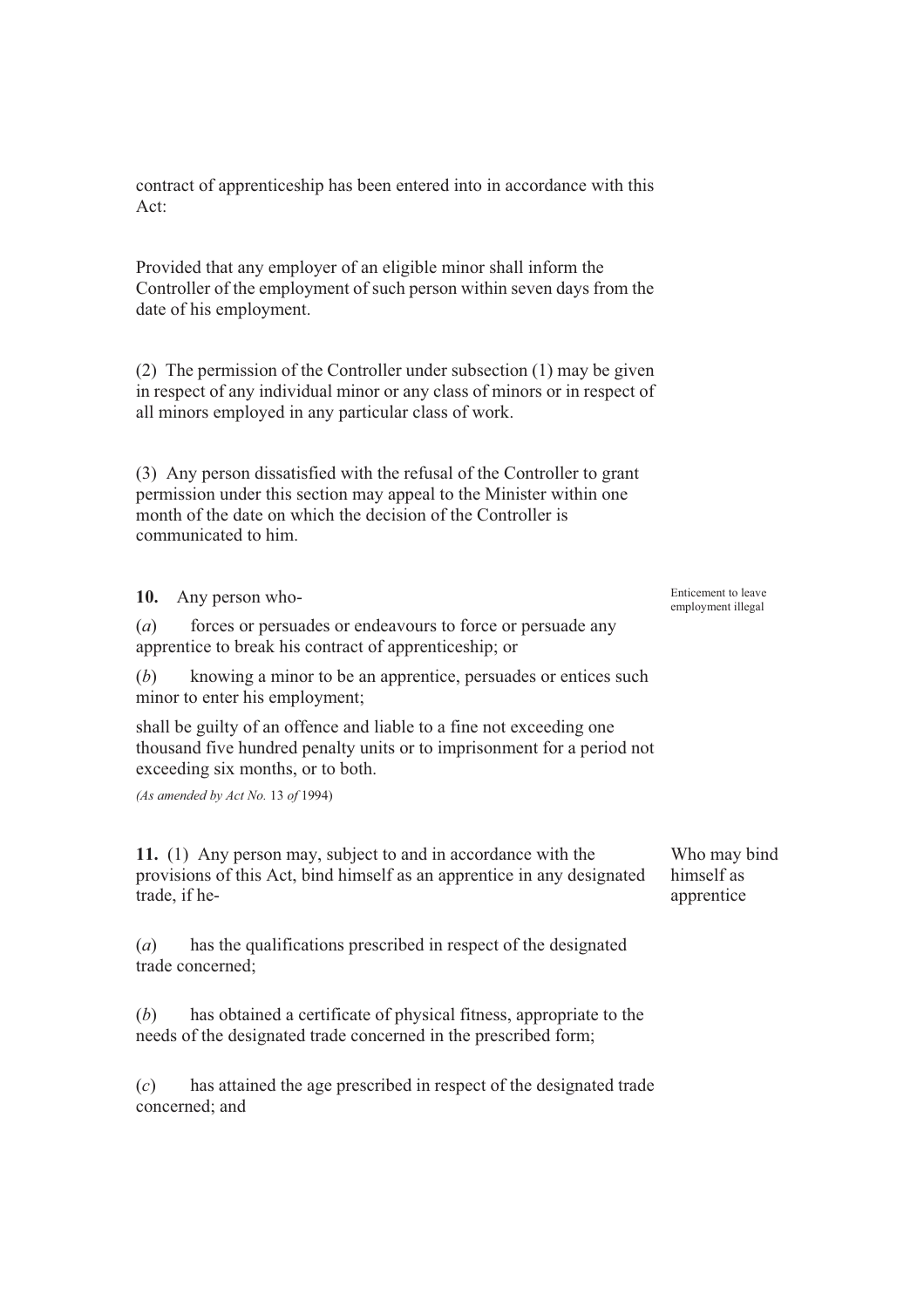contract of apprenticeship has been entered into in accordance with this Act:

Provided that any employer of an eligible minor shall inform the Controller of the employment of such person within seven days from the date of his employment.

(2) The permission of the Controller under subsection (1) may be given in respect of any individual minor or any class of minors or in respect of all minors employed in any particular class of work.

(3) Any person dissatisfied with the refusal of the Controller to grant permission under this section may appeal to the Minister within one month of the date on which the decision of the Controller is communicated to him.

*Enticement to leave employment illegal*

**10.** Any person who-

(*a*) forces or persuades or endeavours to force or persuade any apprentice to break his contract of apprenticeship; or

(*b*) knowing a minor to be an apprentice, persuades or entices such minor to enter his employment;

shall be guilty of an offence and liable to a fine not exceeding one thousand five hundred penalty units or to imprisonment for a period not exceeding six months, or to both.

*(As amended by Act No.* 13 *of* 1994)

*Who may bind himself as apprentice*

**11.** (1) Any person may, subject to and in accordance with the provisions of this Act, bind himself as an apprentice in any designated trade, if he-

(*a*) has the qualifications prescribed in respect of the designated trade concerned;

(*b*) has obtained a certificate of physical fitness, appropriate to the needs of the designated trade concerned in the prescribed form;

(*c*) has attained the age prescribed in respect of the designated trade concerned; and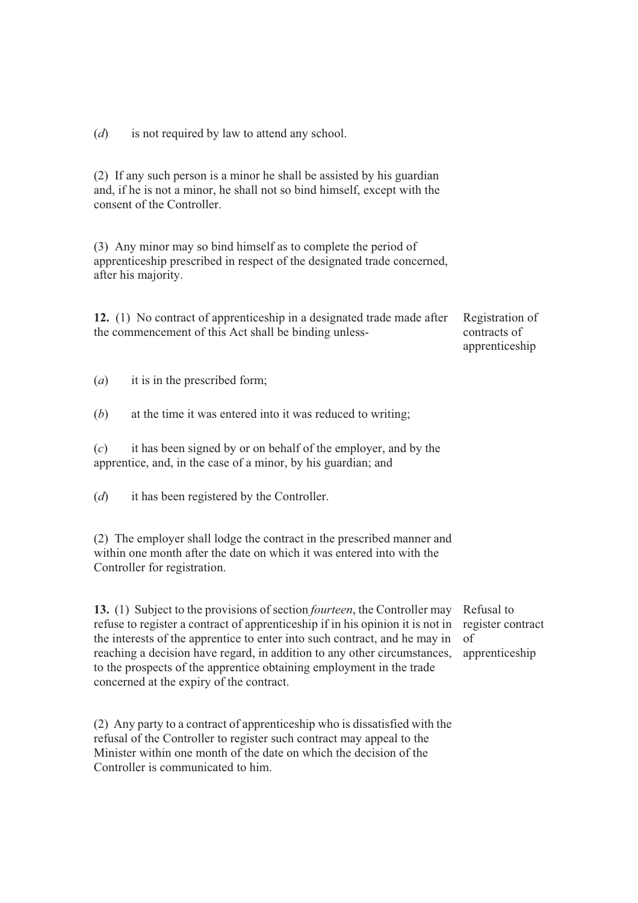(*d*) is not required by law to attend any school.

(2) If any such person is a minor he shall be assisted by his guardian and, if he is not a minor, he shall not so bind himself, except with the consent of the Controller.

(3) Any minor may so bind himself as to complete the period of apprenticeship prescribed in respect of the designated trade concerned, after his majority.

**12.** (1) No contract of apprenticeship in a designated trade made after the commencement of this Act shall be binding unless-

*Registration of contracts of apprenticeship*

(*a*) it is in the prescribed form;

(*b*) at the time it was entered into it was reduced to writing;

(*c*) it has been signed by or on behalf of the employer, and by the apprentice, and, in the case of a minor, by his guardian; and

(*d*) it has been registered by the Controller.

(2) The employer shall lodge the contract in the prescribed manner and within one month after the date on which it was entered into with the Controller for registration.

**13.** (1) Subject to the provisions of section *fourteen*, the Controller may refuse to register a contract of apprenticeship if in his opinion it is not in the interests of the apprentice to enter into such contract, and he may in reaching a decision have regard, in addition to any other circumstances, to the prospects of the apprentice obtaining employment in the trade concerned at the expiry of the contract.

*Refusal to register contract of apprenticeship*

(2) Any party to a contract of apprenticeship who is dissatisfied with the refusal of the Controller to register such contract may appeal to the Minister within one month of the date on which the decision of the Controller is communicated to him.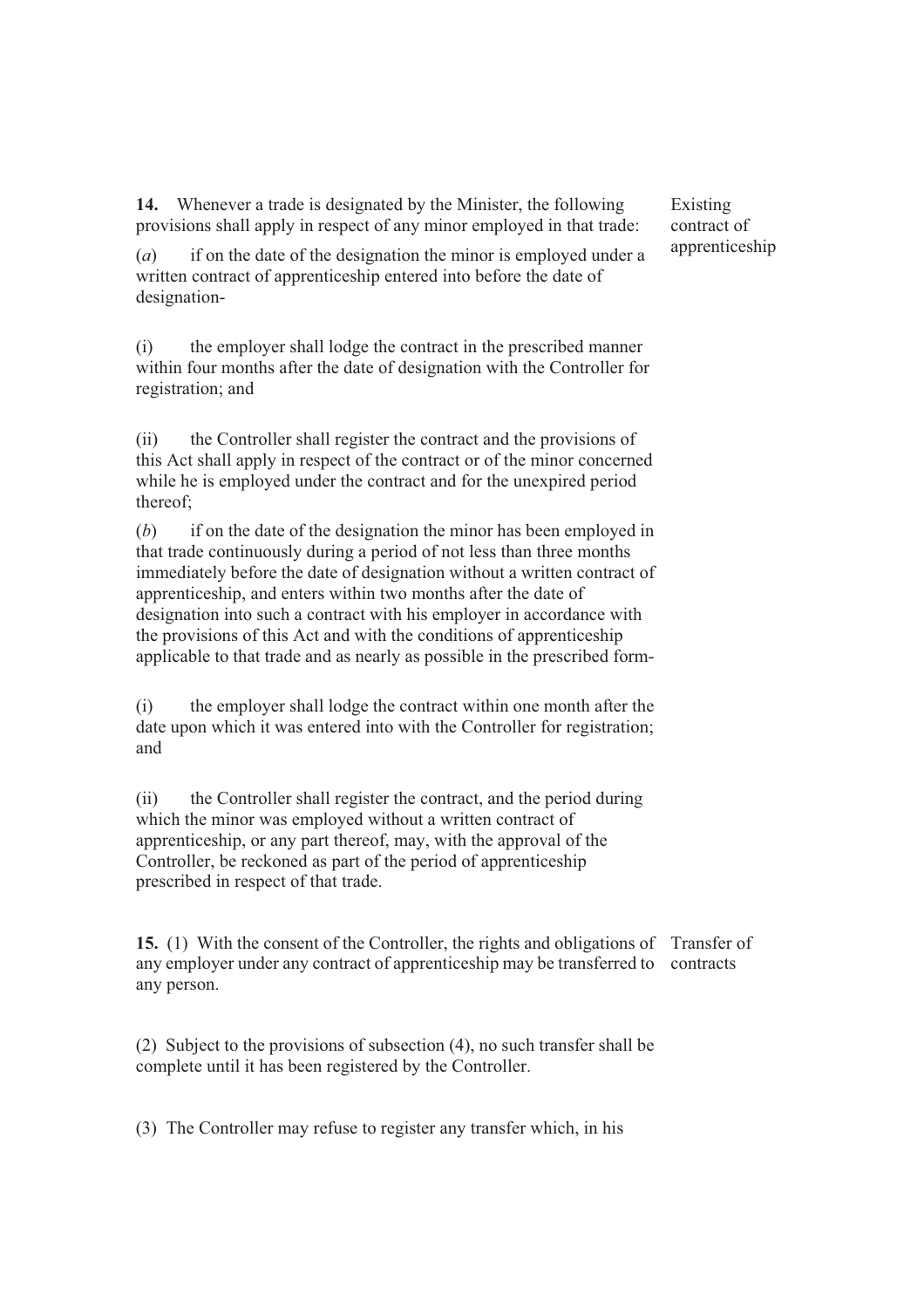**14.** Whenever a trade is designated by the Minister, the following provisions shall apply in respect of any minor employed in that trade:

Existing contract of apprenticeship

(*a*) if on the date of the designation the minor is employed under a written contract of apprenticeship entered into before the date of designation-

(i) the employer shall lodge the contract in the prescribed manner within four months after the date of designation with the Controller for registration; and

(ii) the Controller shall register the contract and the provisions of this Act shall apply in respect of the contract or of the minor concerned while he is employed under the contract and for the unexpired period thereof;

(*b*) if on the date of the designation the minor has been employed in that trade continuously during a period of not less than three months immediately before the date of designation without a written contract of apprenticeship, and enters within two months after the date of designation into such a contract with his employer in accordance with the provisions of this Act and with the conditions of apprenticeship applicable to that trade and as nearly as possible in the prescribed form-

(i) the employer shall lodge the contract within one month after the date upon which it was entered into with the Controller for registration; and

(ii) the Controller shall register the contract, and the period during which the minor was employed without a written contract of apprenticeship, or any part thereof, may, with the approval of the Controller, be reckoned as part of the period of apprenticeship prescribed in respect of that trade.

**15.** (1) With the consent of the Controller, the rights and obligations of any employer under any contract of apprenticeship may be transferred to any person.

Transfer of contracts

(2) Subject to the provisions of subsection (4), no such transfer shall be complete until it has been registered by the Controller.

(3) The Controller may refuse to register any transfer which, in his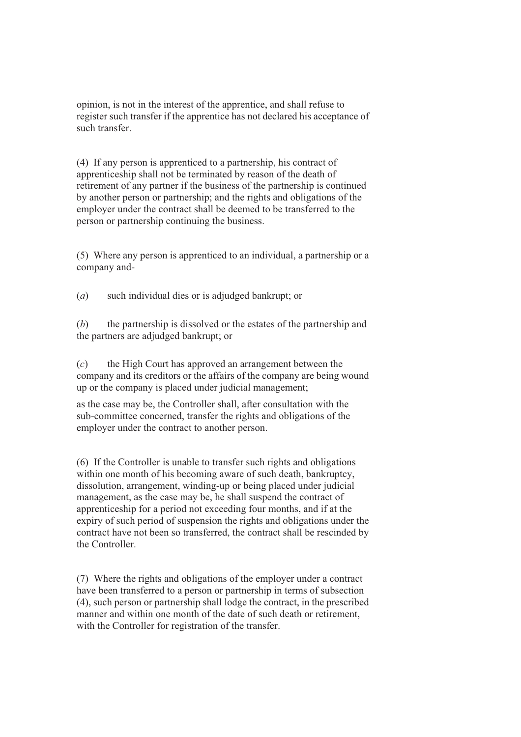opinion, is not in the interest of the apprentice, and shall refuse to register such transfer if the apprentice has not declared his acceptance of such transfer.

(4) If any person is apprenticed to a partnership, his contract of apprenticeship shall not be terminated by reason of the death of retirement of any partner if the business of the partnership is continued by another person or partnership; and the rights and obligations of the employer under the contract shall be deemed to be transferred to the person or partnership continuing the business.

(5) Where any person is apprenticed to an individual, a partnership or a company and-

(*a*) such individual dies or is adjudged bankrupt; or

(*b*) the partnership is dissolved or the estates of the partnership and the partners are adjudged bankrupt; or

(*c*) the High Court has approved an arrangement between the company and its creditors or the affairs of the company are being wound up or the company is placed under judicial management;

as the case may be, the Controller shall, after consultation with the sub-committee concerned, transfer the rights and obligations of the employer under the contract to another person.

(6) If the Controller is unable to transfer such rights and obligations within one month of his becoming aware of such death, bankruptcy, dissolution, arrangement, winding-up or being placed under judicial management, as the case may be, he shall suspend the contract of apprenticeship for a period not exceeding four months, and if at the expiry of such period of suspension the rights and obligations under the contract have not been so transferred, the contract shall be rescinded by the Controller.

(7) Where the rights and obligations of the employer under a contract have been transferred to a person or partnership in terms of subsection (4), such person or partnership shall lodge the contract, in the prescribed manner and within one month of the date of such death or retirement, with the Controller for registration of the transfer.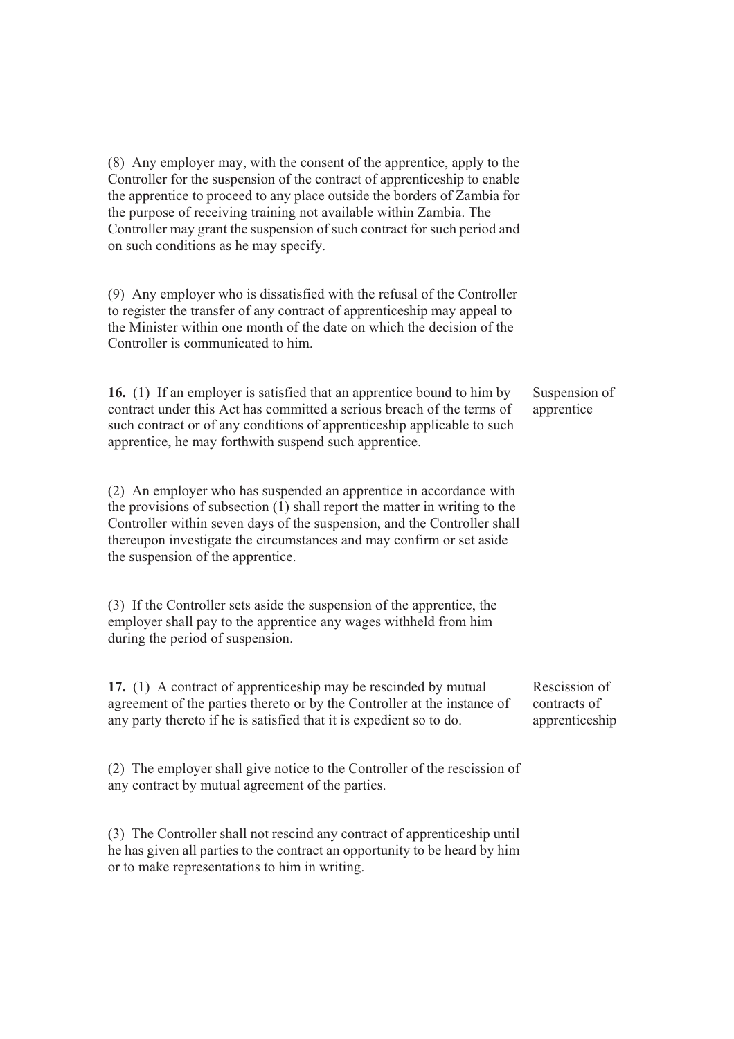(8) Any employer may, with the consent of the apprentice, apply to the Controller for the suspension of the contract of apprenticeship to enable the apprentice to proceed to any place outside the borders of Zambia for the purpose of receiving training not available within Zambia. The Controller may grant the suspension of such contract for such period and on such conditions as he may specify.

(9) Any employer who is dissatisfied with the refusal of the Controller to register the transfer of any contract of apprenticeship may appeal to the Minister within one month of the date on which the decision of the Controller is communicated to him.

*Suspension of apprentice*

**16.** (1) If an employer is satisfied that an apprentice bound to him by contract under this Act has committed a serious breach of the terms of such contract or of any conditions of apprenticeship applicable to such apprentice, he may forthwith suspend such apprentice.

(2) An employer who has suspended an apprentice in accordance with the provisions of subsection (1) shall report the matter in writing to the Controller within seven days of the suspension, and the Controller shall thereupon investigate the circumstances and may confirm or set aside the suspension of the apprentice.

(3) If the Controller sets aside the suspension of the apprentice, the employer shall pay to the apprentice any wages withheld from him during the period of suspension.

*Rescission of contracts of apprenticeship*

**17.** (1) A contract of apprenticeship may be rescinded by mutual agreement of the parties thereto or by the Controller at the instance of any party thereto if he is satisfied that it is expedient so to do.

(2) The employer shall give notice to the Controller of the rescission of any contract by mutual agreement of the parties.

(3) The Controller shall not rescind any contract of apprenticeship until he has given all parties to the contract an opportunity to be heard by him or to make representations to him in writing.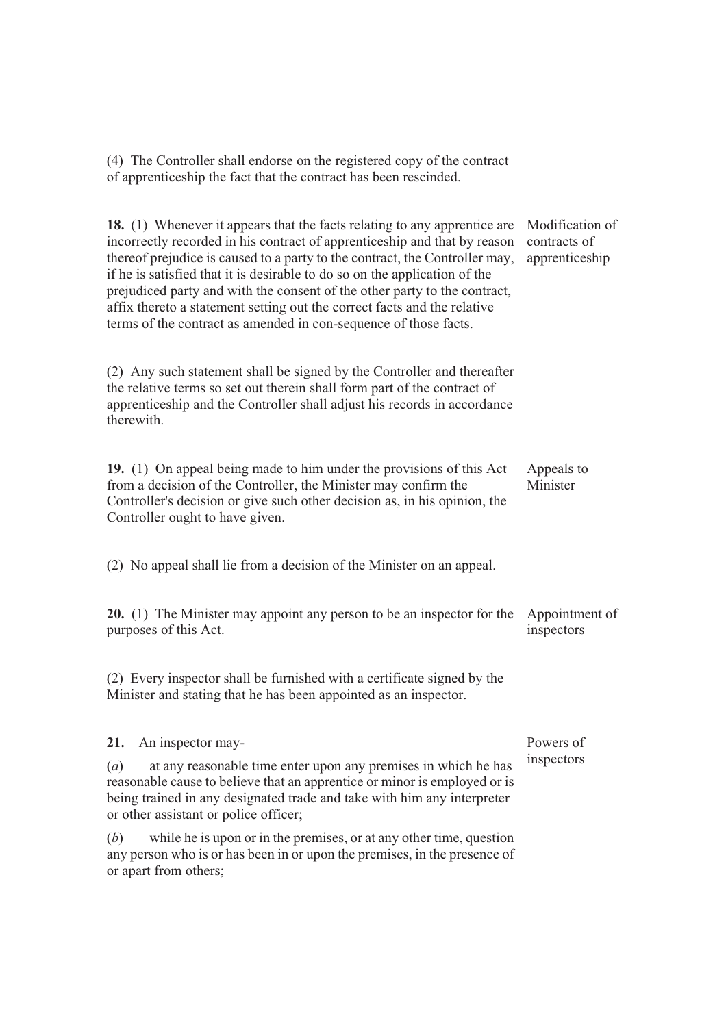(4) The Controller shall endorse on the registered copy of the contract of apprenticeship the fact that the contract has been rescinded.

**18.** (1) Whenever it appears that the facts relating to any apprentice are incorrectly recorded in his contract of apprenticeship and that by reason thereof prejudice is caused to a party to the contract, the Controller may, if he is satisfied that it is desirable to do so on the application of the prejudiced party and with the consent of the other party to the contract, affix thereto a statement setting out the correct facts and the relative terms of the contract as amended in con-sequence of those facts.

Modification of contracts of apprenticeship

(2) Any such statement shall be signed by the Controller and thereafter the relative terms so set out therein shall form part of the contract of apprenticeship and the Controller shall adjust his records in accordance therewith.

**19.** (1) On appeal being made to him under the provisions of this Act from a decision of the Controller, the Minister may confirm the Controller's decision or give such other decision as, in his opinion, the Controller ought to have given.

Appeals to Minister

(2) No appeal shall lie from a decision of the Minister on an appeal.

**20.** (1) The Minister may appoint any person to be an inspector for the purposes of this Act.

Appointment of inspectors

(2) Every inspector shall be furnished with a certificate signed by the Minister and stating that he has been appointed as an inspector.

**21.** An inspector may-

Powers of inspectors

(*a*) at any reasonable time enter upon any premises in which he has reasonable cause to believe that an apprentice or minor is employed or is being trained in any designated trade and take with him any interpreter or other assistant or police officer;

(*b*) while he is upon or in the premises, or at any other time, question any person who is or has been in or upon the premises, in the presence of or apart from others;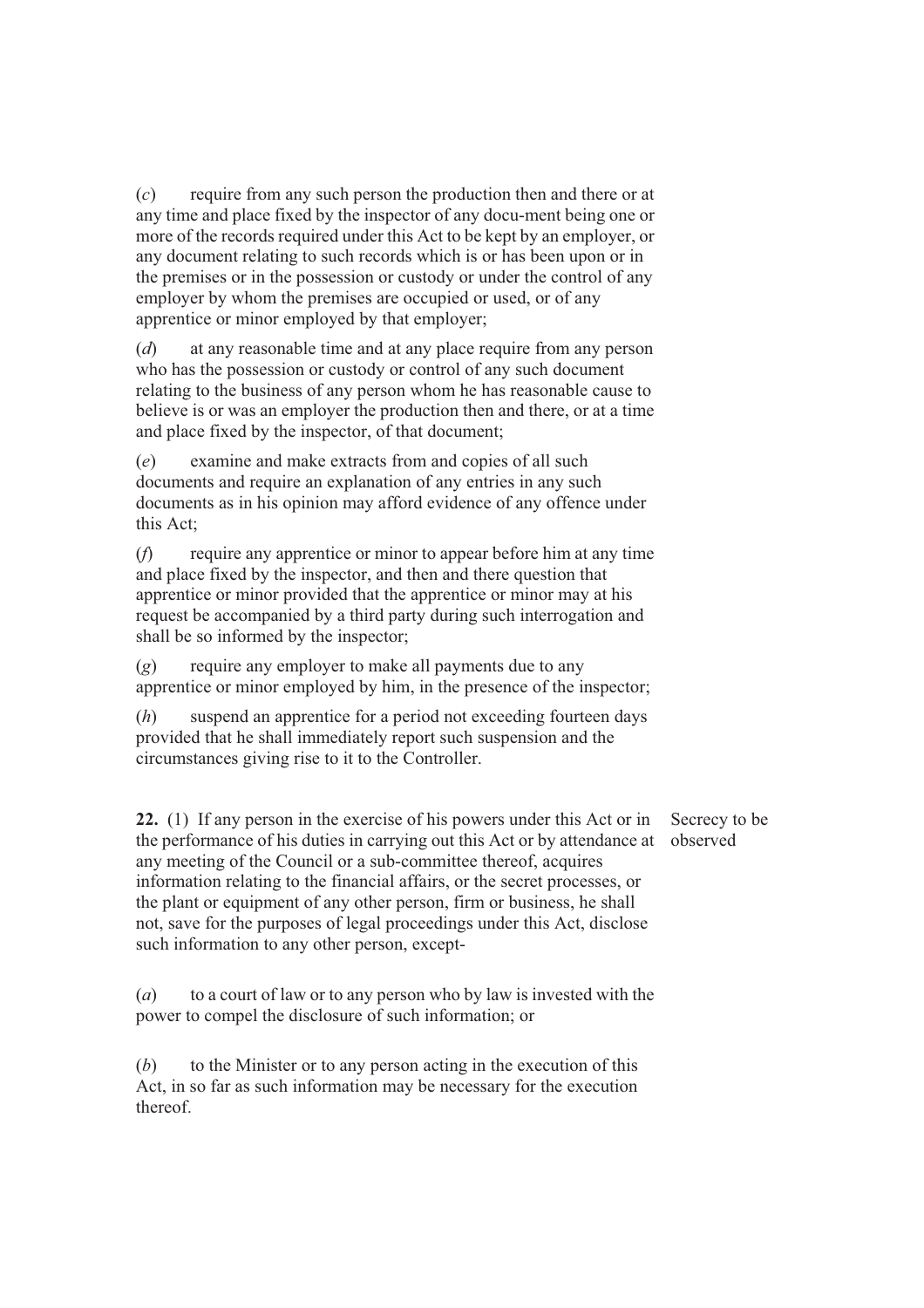(*c*) require from any such person the production then and there or at any time and place fixed by the inspector of any docu-ment being one or more of the records required under this Act to be kept by an employer, or any document relating to such records which is or has been upon or in the premises or in the possession or custody or under the control of any employer by whom the premises are occupied or used, or of any apprentice or minor employed by that employer;

(*d*) at any reasonable time and at any place require from any person who has the possession or custody or control of any such document relating to the business of any person whom he has reasonable cause to believe is or was an employer the production then and there, or at a time and place fixed by the inspector, of that document;

(*e*) examine and make extracts from and copies of all such documents and require an explanation of any entries in any such documents as in his opinion may afford evidence of any offence under this Act;

(*f*) require any apprentice or minor to appear before him at any time and place fixed by the inspector, and then and there question that apprentice or minor provided that the apprentice or minor may at his request be accompanied by a third party during such interrogation and shall be so informed by the inspector;

(*g*) require any employer to make all payments due to any apprentice or minor employed by him, in the presence of the inspector;

(*h*) suspend an apprentice for a period not exceeding fourteen days provided that he shall immediately report such suspension and the circumstances giving rise to it to the Controller.

**22.** (1) If any person in the exercise of his powers under this Act or in the performance of his duties in carrying out this Act or by attendance at any meeting of the Council or a sub-committee thereof, acquires information relating to the financial affairs, or the secret processes, or the plant or equipment of any other person, firm or business, he shall not, save for the purposes of legal proceedings under this Act, disclose such information to any other person, except-

Secrecy to be observed

(*a*) to a court of law or to any person who by law is invested with the power to compel the disclosure of such information; or

(*b*) to the Minister or to any person acting in the execution of this Act, in so far as such information may be necessary for the execution thereof.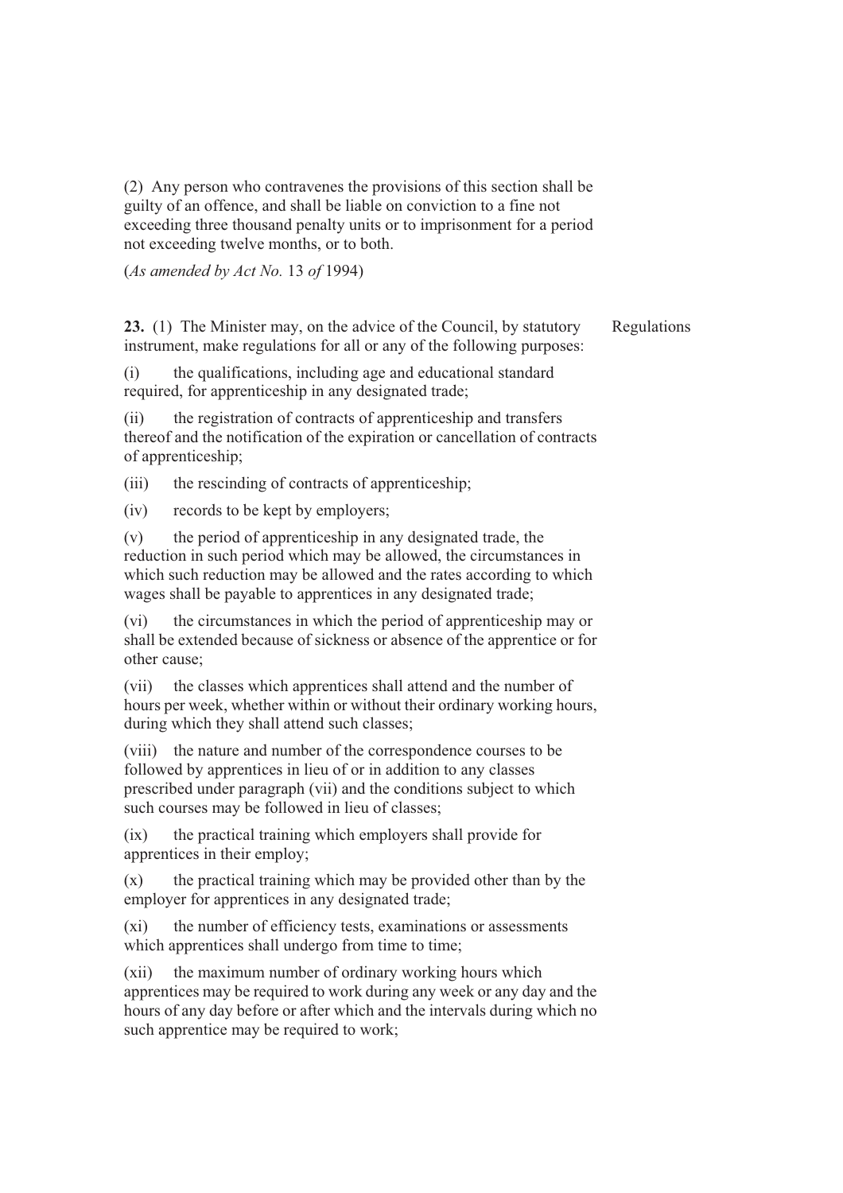(2) Any person who contravenes the provisions of this section shall be guilty of an offence, and shall be liable on conviction to a fine not exceeding three thousand penalty units or to imprisonment for a period not exceeding twelve months, or to both.

(*As amended by Act No.* 13 *of* 1994)

Regulations

**23.** (1) The Minister may, on the advice of the Council, by statutory instrument, make regulations for all or any of the following purposes:

(i) the qualifications, including age and educational standard required, for apprenticeship in any designated trade;

(ii) the registration of contracts of apprenticeship and transfers thereof and the notification of the expiration or cancellation of contracts of apprenticeship;

(iii) the rescinding of contracts of apprenticeship;

(iv) records to be kept by employers;

(v) the period of apprenticeship in any designated trade, the reduction in such period which may be allowed, the circumstances in which such reduction may be allowed and the rates according to which wages shall be payable to apprentices in any designated trade;

(vi) the circumstances in which the period of apprenticeship may or shall be extended because of sickness or absence of the apprentice or for other cause;

(vii) the classes which apprentices shall attend and the number of hours per week, whether within or without their ordinary working hours, during which they shall attend such classes;

(viii) the nature and number of the correspondence courses to be followed by apprentices in lieu of or in addition to any classes prescribed under paragraph (vii) and the conditions subject to which such courses may be followed in lieu of classes;

(ix) the practical training which employers shall provide for apprentices in their employ;

(x) the practical training which may be provided other than by the employer for apprentices in any designated trade;

(xi) the number of efficiency tests, examinations or assessments which apprentices shall undergo from time to time;

(xii) the maximum number of ordinary working hours which apprentices may be required to work during any week or any day and the hours of any day before or after which and the intervals during which no such apprentice may be required to work;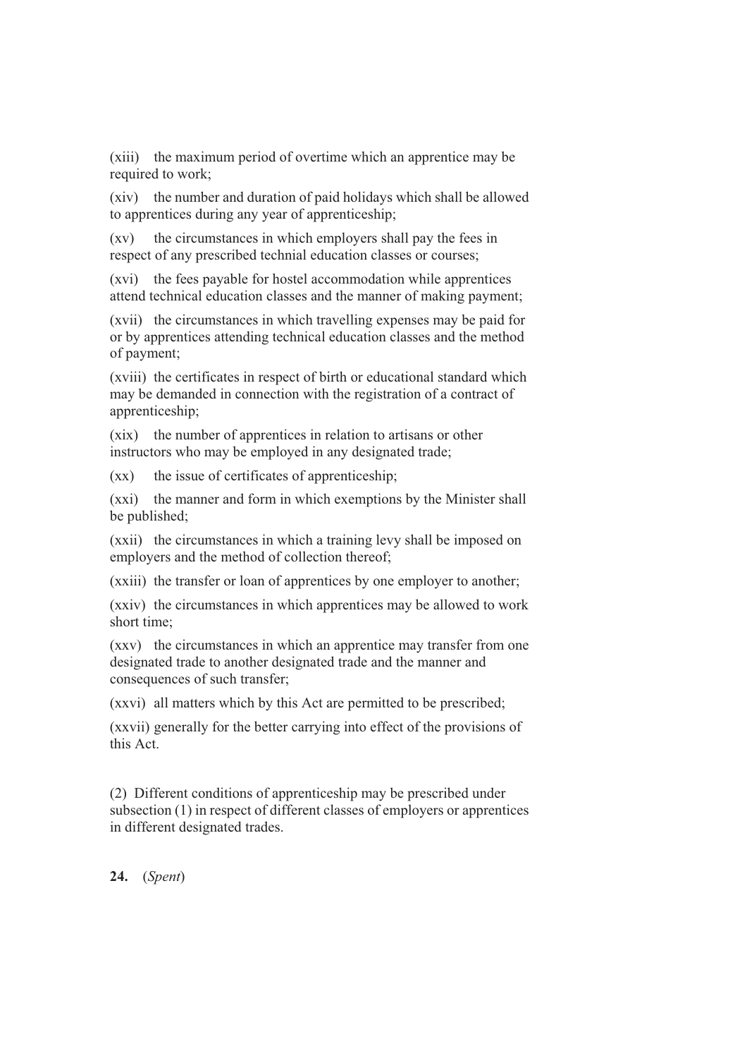(xiii) the maximum period of overtime which an apprentice may be required to work;

(xiv) the number and duration of paid holidays which shall be allowed to apprentices during any year of apprenticeship;

(xv) the circumstances in which employers shall pay the fees in respect of any prescribed technial education classes or courses;

(xvi) the fees payable for hostel accommodation while apprentices attend technical education classes and the manner of making payment;

(xvii) the circumstances in which travelling expenses may be paid for or by apprentices attending technical education classes and the method of payment;

(xviii) the certificates in respect of birth or educational standard which may be demanded in connection with the registration of a contract of apprenticeship;

(xix) the number of apprentices in relation to artisans or other instructors who may be employed in any designated trade;

(xx) the issue of certificates of apprenticeship;

(xxi) the manner and form in which exemptions by the Minister shall be published;

(xxii) the circumstances in which a training levy shall be imposed on employers and the method of collection thereof;

(xxiii) the transfer or loan of apprentices by one employer to another;

(xxiv) the circumstances in which apprentices may be allowed to work short time;

(xxv) the circumstances in which an apprentice may transfer from one designated trade to another designated trade and the manner and consequences of such transfer;

(xxvi) all matters which by this Act are permitted to be prescribed;

(xxvii) generally for the better carrying into effect of the provisions of this Act.

(2) Different conditions of apprenticeship may be prescribed under subsection (1) in respect of different classes of employers or apprentices in different designated trades.

**24.** (*Spent*)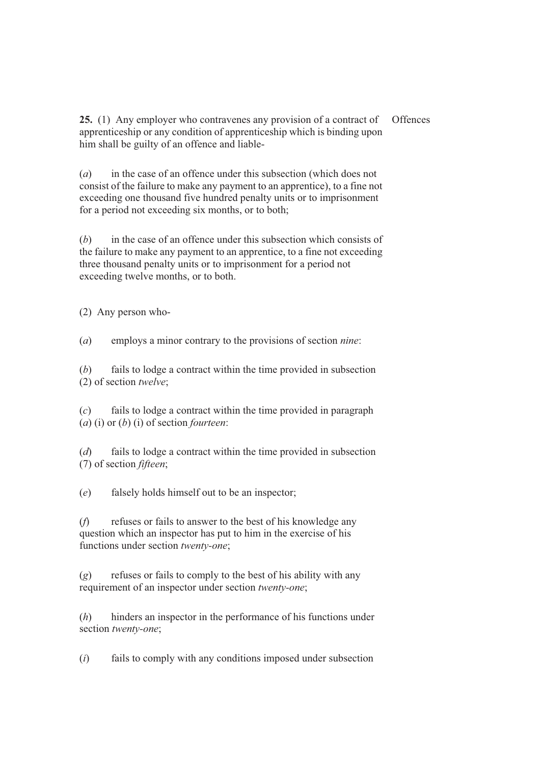**25.** (1) Any employer who contravenes any provision of a contract of apprenticeship or any condition of apprenticeship which is binding upon him shall be guilty of an offence and liable-

Offences

(*a*) in the case of an offence under this subsection (which does not consist of the failure to make any payment to an apprentice), to a fine not exceeding one thousand five hundred penalty units or to imprisonment for a period not exceeding six months, or to both;

(*b*) in the case of an offence under this subsection which consists of the failure to make any payment to an apprentice, to a fine not exceeding three thousand penalty units or to imprisonment for a period not exceeding twelve months, or to both.

(2) Any person who-

(*a*) employs a minor contrary to the provisions of section *nine*:

(*b*) fails to lodge a contract within the time provided in subsection (2) of section *twelve*;

(*c*) fails to lodge a contract within the time provided in paragraph (*a*) (i) or (*b*) (i) of section *fourteen*:

(*d*) fails to lodge a contract within the time provided in subsection (7) of section *fifteen*;

(*e*) falsely holds himself out to be an inspector;

(*f*) refuses or fails to answer to the best of his knowledge any question which an inspector has put to him in the exercise of his functions under section *twenty-one*;

(*g*) refuses or fails to comply to the best of his ability with any requirement of an inspector under section *twenty-one*;

(*h*) hinders an inspector in the performance of his functions under section *twenty-one*;

(*i*) fails to comply with any conditions imposed under subsection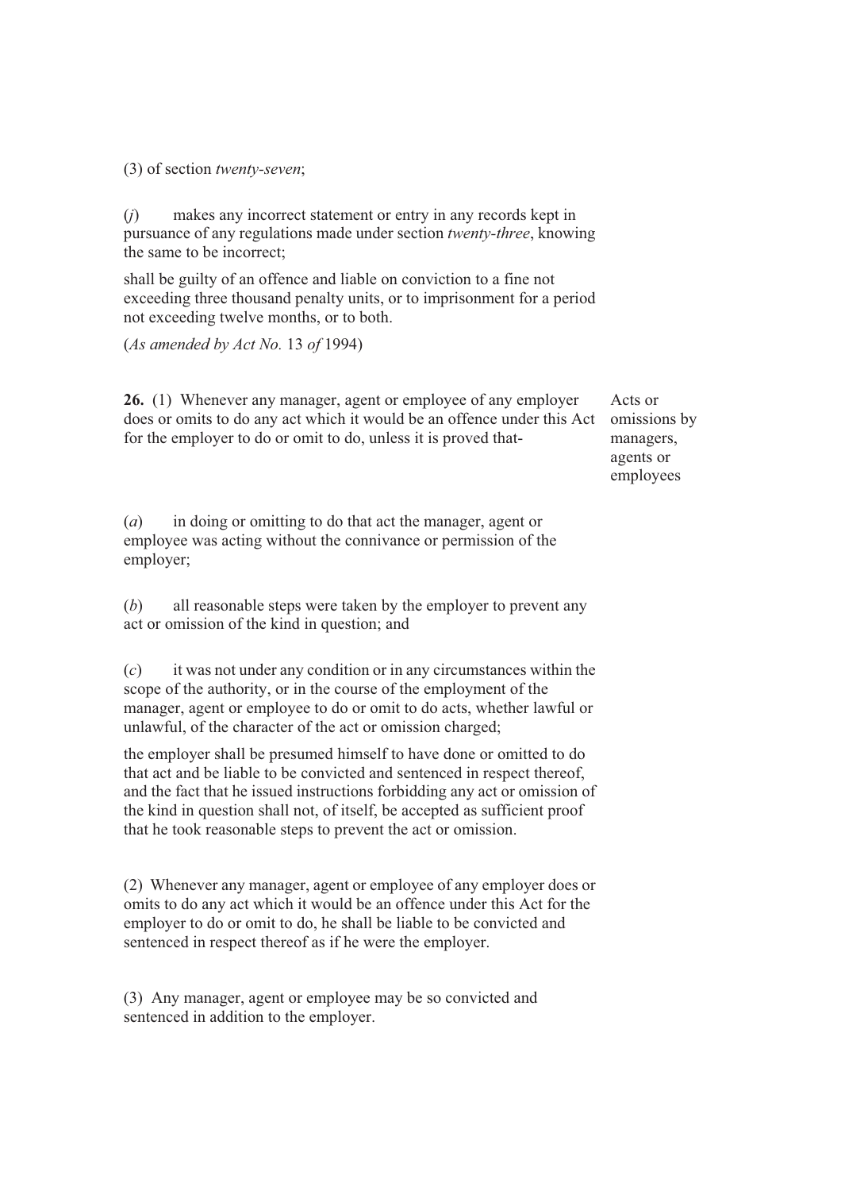(3) of section *twenty-seven*;

(*j*) makes any incorrect statement or entry in any records kept in pursuance of any regulations made under section *twenty-three*, knowing the same to be incorrect;

shall be guilty of an offence and liable on conviction to a fine not exceeding three thousand penalty units, or to imprisonment for a period not exceeding twelve months, or to both.

(*As amended by Act No.* 13 *of* 1994)

**Acts or omissions by managers, agents or employees**

**26.** (1) Whenever any manager, agent or employee of any employer does or omits to do any act which it would be an offence under this Act for the employer to do or omit to do, unless it is proved that-

(*a*) in doing or omitting to do that act the manager, agent or employee was acting without the connivance or permission of the employer;

(*b*) all reasonable steps were taken by the employer to prevent any act or omission of the kind in question; and

(*c*) it was not under any condition or in any circumstances within the scope of the authority, or in the course of the employment of the manager, agent or employee to do or omit to do acts, whether lawful or unlawful, of the character of the act or omission charged;

the employer shall be presumed himself to have done or omitted to do that act and be liable to be convicted and sentenced in respect thereof, and the fact that he issued instructions forbidding any act or omission of the kind in question shall not, of itself, be accepted as sufficient proof that he took reasonable steps to prevent the act or omission.

(2) Whenever any manager, agent or employee of any employer does or omits to do any act which it would be an offence under this Act for the employer to do or omit to do, he shall be liable to be convicted and sentenced in respect thereof as if he were the employer.

(3) Any manager, agent or employee may be so convicted and sentenced in addition to the employer.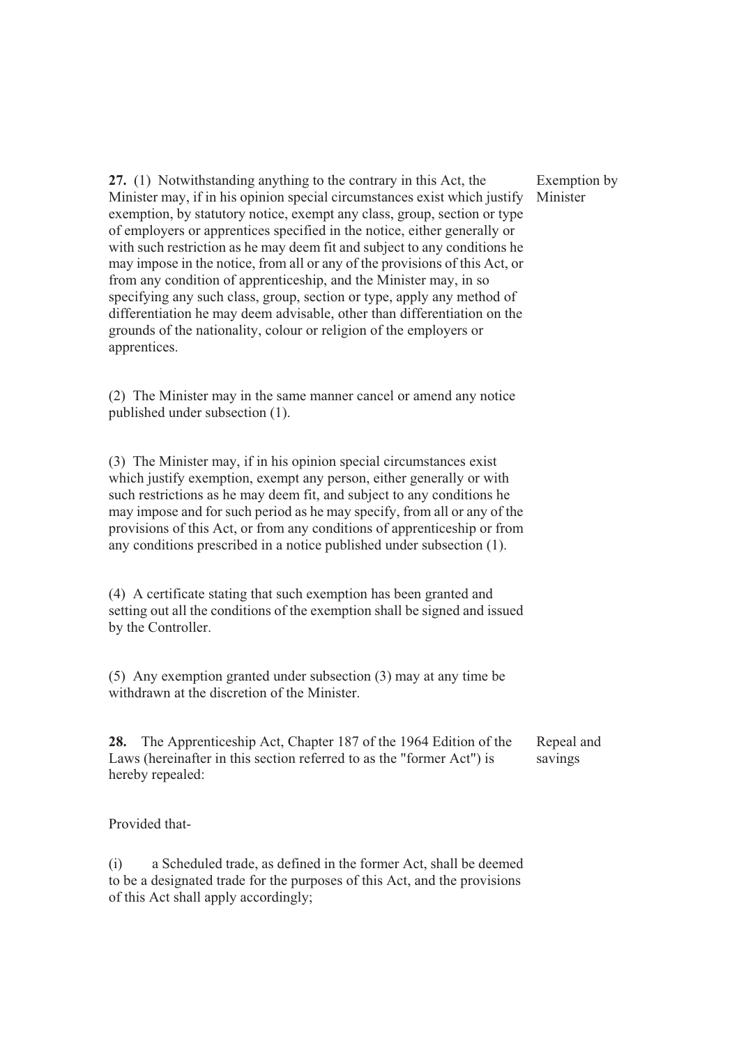**27.** (1) Notwithstanding anything to the contrary in this Act, the Minister may, if in his opinion special circumstances exist which justify exemption, by statutory notice, exempt any class, group, section or type of employers or apprentices specified in the notice, either generally or with such restriction as he may deem fit and subject to any conditions he may impose in the notice, from all or any of the provisions of this Act, or from any condition of apprenticeship, and the Minister may, in so specifying any such class, group, section or type, apply any method of differentiation he may deem advisable, other than differentiation on the grounds of the nationality, colour or religion of the employers or apprentices.

Exemption by Minister

(2) The Minister may in the same manner cancel or amend any notice published under subsection (1).

(3) The Minister may, if in his opinion special circumstances exist which justify exemption, exempt any person, either generally or with such restrictions as he may deem fit, and subject to any conditions he may impose and for such period as he may specify, from all or any of the provisions of this Act, or from any conditions of apprenticeship or from any conditions prescribed in a notice published under subsection (1).

(4) A certificate stating that such exemption has been granted and setting out all the conditions of the exemption shall be signed and issued by the Controller.

(5) Any exemption granted under subsection (3) may at any time be withdrawn at the discretion of the Minister.

**28.** The Apprenticeship Act, Chapter 187 of the 1964 Edition of the Laws (hereinafter in this section referred to as the "former Act") is hereby repealed:

Repeal and savings

Provided that-

(i) a Scheduled trade, as defined in the former Act, shall be deemed to be a designated trade for the purposes of this Act, and the provisions of this Act shall apply accordingly;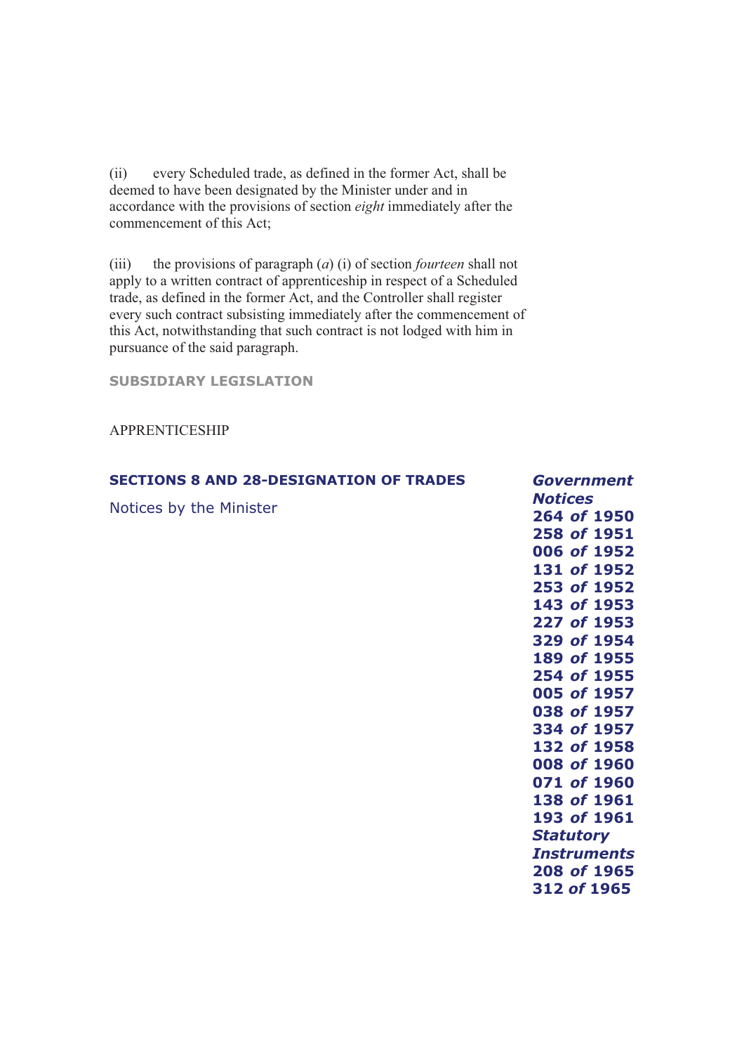(ii) every Scheduled trade, as defined in the former Act, shall be deemed to have been designated by the Minister under and in accordance with the provisions of section *eight* immediately after the commencement of this Act;

(iii) the provisions of paragraph (*a*) (i) of section *fourteen* shall not apply to a written contract of apprenticeship in respect of a Scheduled trade, as defined in the former Act, and the Controller shall register every such contract subsisting immediately after the commencement of this Act, notwithstanding that such contract is not lodged with him in pursuance of the said paragraph.

**SUBSIDIARY LEGISLATION**

APPRENTICESHIP

**SECTIONS 8 AND 28-DESIGNATION OF TRADES**

Notices by the Minister

***Government Notices***
**264 *of* 1950**
**258 *of* 1951**
**006 *of* 1952**
**131 *of* 1952**
**253 *of* 1952**
**143 *of* 1953**
**227 *of* 1953**
**329 *of* 1954**
**189 *of* 1955**
**254 *of* 1955**
**005 *of* 1957**
**038 *of* 1957**
**334 *of* 1957**
**132 *of* 1958**
**008 *of* 1960**
**071 *of* 1960**
**138 *of* 1961**
**193 *of* 1961**
***Statutory Instruments***
**208 *of* 1965**
**312 *of* 1965**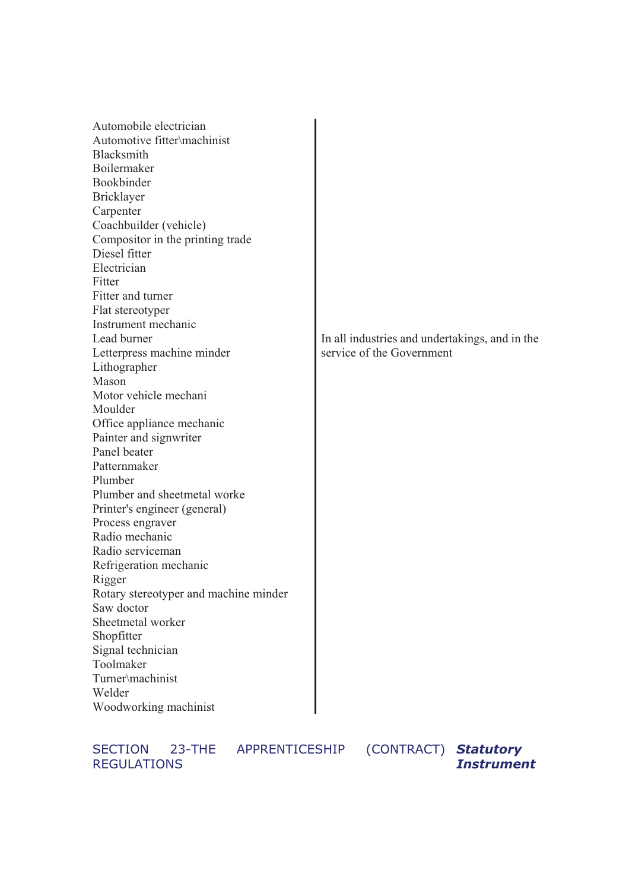| | |
|---|---|
| Automobile electrician<br>Automotive fitter\machinist<br>Blacksmith<br>Boilermaker<br>Bookbinder<br>Bricklayer<br>Carpenter<br>Coachbuilder (vehicle)<br>Compositor in the printing trade<br>Diesel fitter<br>Electrician<br>Fitter<br>Fitter and turner<br>Flat stereotyper<br>Instrument mechanic<br>Lead burner<br>Letterpress machine minder<br>Lithographer<br>Mason<br>Motor vehicle mechani<br>Moulder<br>Office appliance mechanic<br>Painter and signwriter<br>Panel beater<br>Patternmaker<br>Plumber<br>Plumber and sheetmetal worke<br>Printer's engineer (general)<br>Process engraver<br>Radio mechanic<br>Radio serviceman<br>Refrigeration mechanic<br>Rigger<br>Rotary stereotyper and machine minder<br>Saw doctor<br>Sheetmetal worker<br>Shopfitter<br>Signal technician<br>Toolmaker<br>Turner\machinist<br>Welder<br>Woodworking machinist | In all industries and undertakings, and in the service of the Government |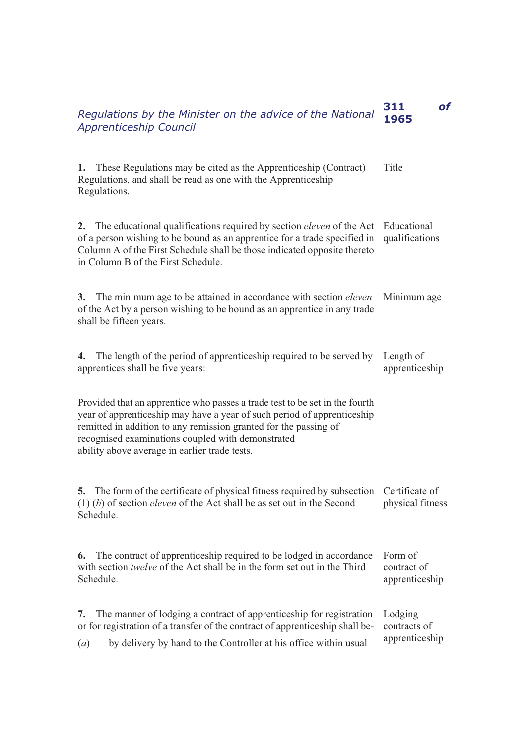*Regulations by the Minister on the advice of the National Apprenticeship Council* **311 of 1965**

**1.** These Regulations may be cited as the Apprenticeship (Contract) Regulations, and shall be read as one with the Apprenticeship Regulations. — Title

**2.** The educational qualifications required by section *eleven* of the Act of a person wishing to be bound as an apprentice for a trade specified in Column A of the First Schedule shall be those indicated opposite thereto in Column B of the First Schedule. — Educational qualifications

**3.** The minimum age to be attained in accordance with section *eleven* of the Act by a person wishing to be bound as an apprentice in any trade shall be fifteen years. — Minimum age

**4.** The length of the period of apprenticeship required to be served by apprentices shall be five years: — Length of apprenticeship

Provided that an apprentice who passes a trade test to be set in the fourth year of apprenticeship may have a year of such period of apprenticeship remitted in addition to any remission granted for the passing of recognised examinations coupled with demonstrated ability above average in earlier trade tests.

**5.** The form of the certificate of physical fitness required by subsection (1) (*b*) of section *eleven* of the Act shall be as set out in the Second Schedule. — Certificate of physical fitness

**6.** The contract of apprenticeship required to be lodged in accordance with section *twelve* of the Act shall be in the form set out in the Third Schedule. — Form of contract of apprenticeship

**7.** The manner of lodging a contract of apprenticeship for registration or for registration of a transfer of the contract of apprenticeship shall be- — Lodging contracts of apprenticeship

(*a*) by delivery by hand to the Controller at his office within usual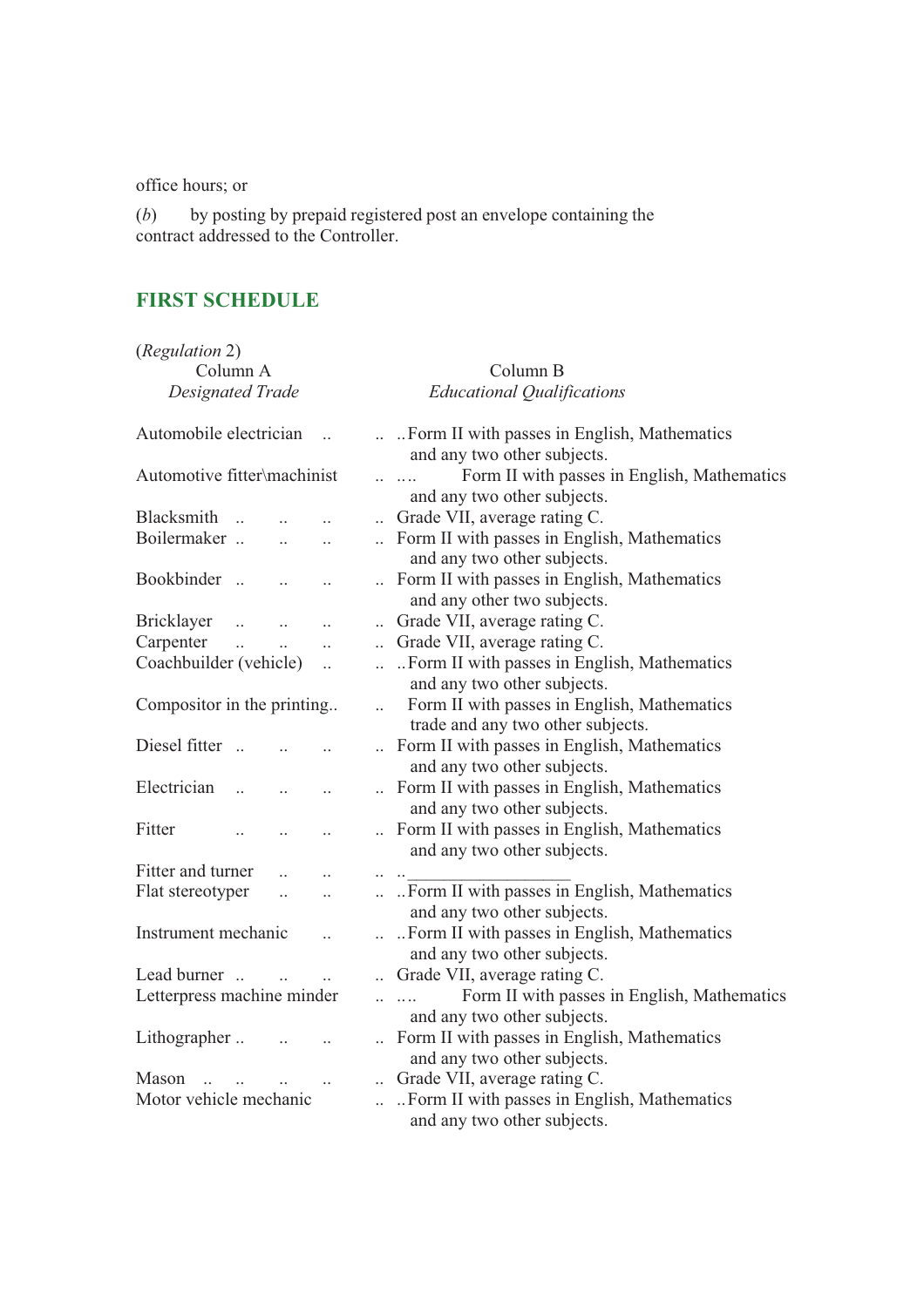office hours; or

(*b*) by posting by prepaid registered post an envelope containing the contract addressed to the Controller.

## FIRST SCHEDULE

(*Regulation* 2)

| Column A<br>*Designated Trade* | Column B<br>*Educational Qualifications* |
|---|---|
| Automobile electrician | Form II with passes in English, Mathematics and any two other subjects. |
| Automotive fitter\machinist | Form II with passes in English, Mathematics and any two other subjects. |
| Blacksmith | Grade VII, average rating C. |
| Boilermaker | Form II with passes in English, Mathematics and any two other subjects. |
| Bookbinder | Form II with passes in English, Mathematics and any other two subjects. |
| Bricklayer | Grade VII, average rating C. |
| Carpenter | Grade VII, average rating C. |
| Coachbuilder (vehicle) | Form II with passes in English, Mathematics and any two other subjects. |
| Compositor in the printing trade | Form II with passes in English, Mathematics and any two other subjects. |
| Diesel fitter | Form II with passes in English, Mathematics and any two other subjects. |
| Electrician | Form II with passes in English, Mathematics and any two other subjects. |
| Fitter | Form II with passes in English, Mathematics and any two other subjects. |
| Fitter and turner | __________________ |
| Flat stereotyper | Form II with passes in English, Mathematics and any two other subjects. |
| Instrument mechanic | Form II with passes in English, Mathematics and any two other subjects. |
| Lead burner | Grade VII, average rating C. |
| Letterpress machine minder | Form II with passes in English, Mathematics and any two other subjects. |
| Lithographer | Form II with passes in English, Mathematics and any two other subjects. |
| Mason | Grade VII, average rating C. |
| Motor vehicle mechanic | Form II with passes in English, Mathematics and any two other subjects. |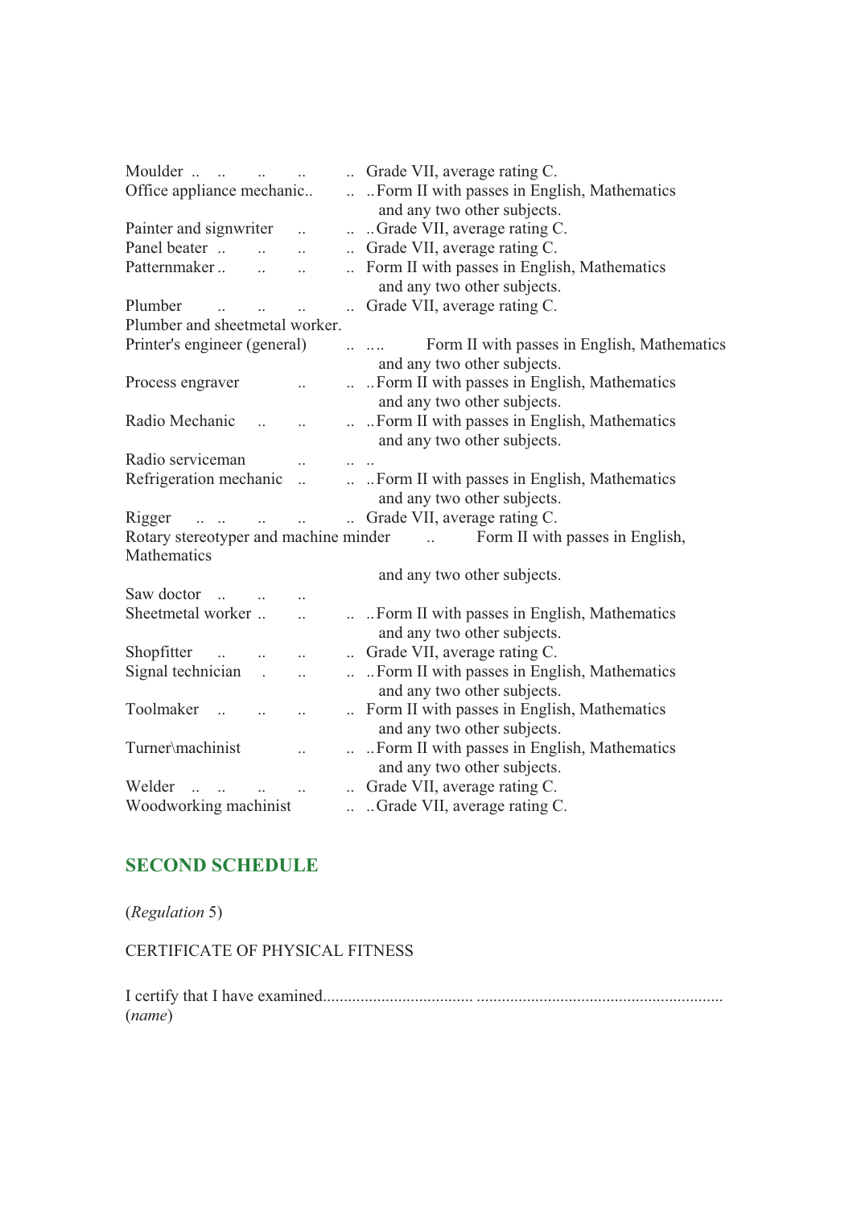| | |
|---|---|
| Moulder | Grade VII, average rating C. |
| Office appliance mechanic | Form II with passes in English, Mathematics and any two other subjects. |
| Painter and signwriter | Grade VII, average rating C. |
| Panel beater | Grade VII, average rating C. |
| Patternmaker | Form II with passes in English, Mathematics and any two other subjects. |
| Plumber | Grade VII, average rating C. |
| Plumber and sheetmetal worker. | |
| Printer's engineer (general) | Form II with passes in English, Mathematics and any two other subjects. |
| Process engraver | Form II with passes in English, Mathematics and any two other subjects. |
| Radio Mechanic | Form II with passes in English, Mathematics and any two other subjects. |
| Radio serviceman | |
| Refrigeration mechanic | Form II with passes in English, Mathematics and any two other subjects. |
| Rigger | Grade VII, average rating C. |
| Rotary stereotyper and machine minder | Form II with passes in English, Mathematics and any two other subjects. |
| Saw doctor | |
| Sheetmetal worker | Form II with passes in English, Mathematics and any two other subjects. |
| Shopfitter | Grade VII, average rating C. |
| Signal technician | Form II with passes in English, Mathematics and any two other subjects. |
| Toolmaker | Form II with passes in English, Mathematics and any two other subjects. |
| Turner\machinist | Form II with passes in English, Mathematics and any two other subjects. |
| Welder | Grade VII, average rating C. |
| Woodworking machinist | Grade VII, average rating C. |

## SECOND SCHEDULE

(*Regulation* 5)

CERTIFICATE OF PHYSICAL FITNESS

I certify that I have examined................................... ...........................................................
(*name*)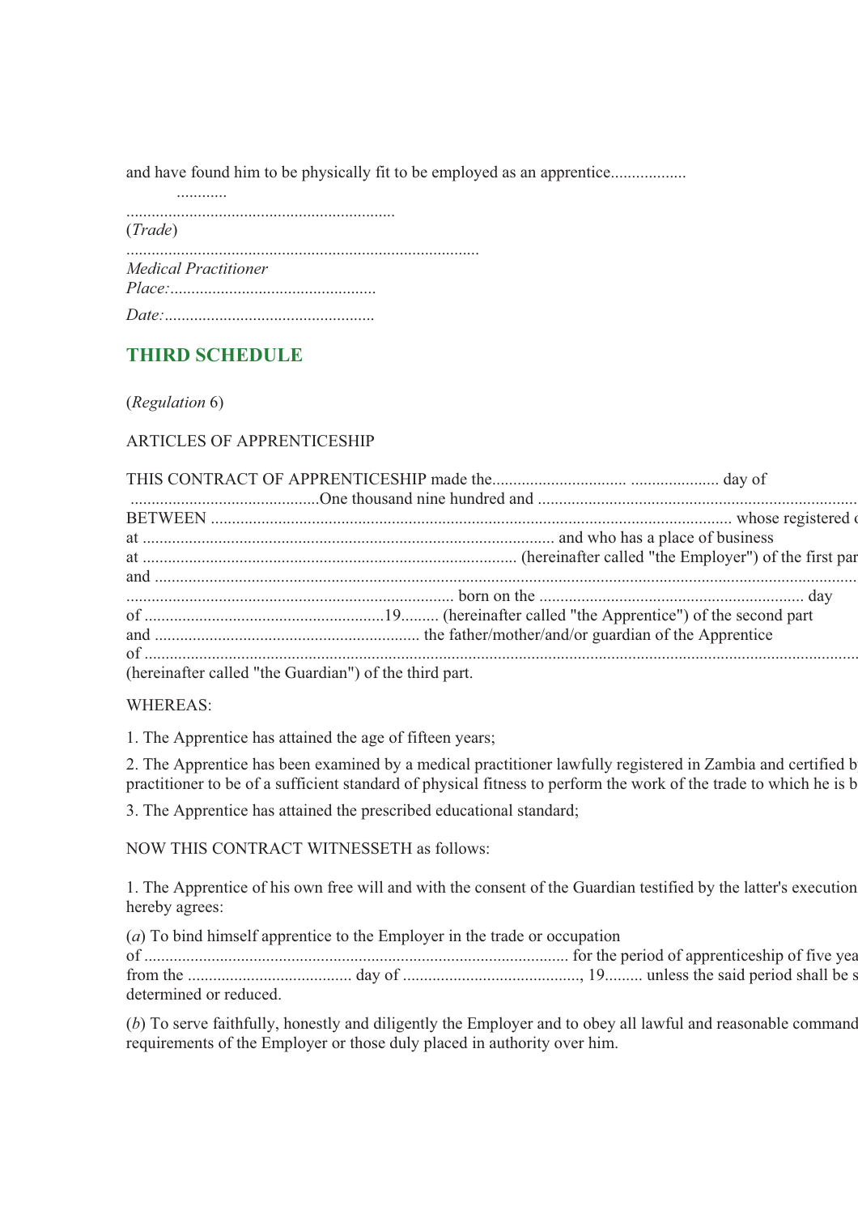and have found him to be physically fit to be employed as an apprentice..................

............

................................................................

(*Trade*)

...................................................................................

*Medical Practitioner*

*Place:*.................................................

*Date:*.................................................

## THIRD SCHEDULE

(*Regulation* 6)

ARTICLES OF APPRENTICESHIP

THIS CONTRACT OF APPRENTICESHIP made the................................. ..................... day of .............................................One thousand nine hundred and ...........................................................................
BETWEEN ........................................................................................................................... whose registered o
at ................................................................................................. and who has a place of business
at ........................................................................................ (hereinafter called "the Employer") of the first par
and ...........................................................................................................................................................
............................................................................. born on the .............................................................. day
of .........................................................19......... (hereinafter called "the Apprentice") of the second part
and .............................................................. the father/mother/and/or guardian of the Apprentice
of .............................................................................................................................................................
(hereinafter called "the Guardian") of the third part.

WHEREAS:

1. The Apprentice has attained the age of fifteen years;

2. The Apprentice has been examined by a medical practitioner lawfully registered in Zambia and certified b practitioner to be of a sufficient standard of physical fitness to perform the work of the trade to which he is b

3. The Apprentice has attained the prescribed educational standard;

NOW THIS CONTRACT WITNESSETH as follows:

1. The Apprentice of his own free will and with the consent of the Guardian testified by the latter's execution hereby agrees:

(*a*) To bind himself apprentice to the Employer in the trade or occupation of .................................................................................................... for the period of apprenticeship of five yea from the ....................................... day of .........................................., 19......... unless the said period shall be s determined or reduced.

(*b*) To serve faithfully, honestly and diligently the Employer and to obey all lawful and reasonable command requirements of the Employer or those duly placed in authority over him.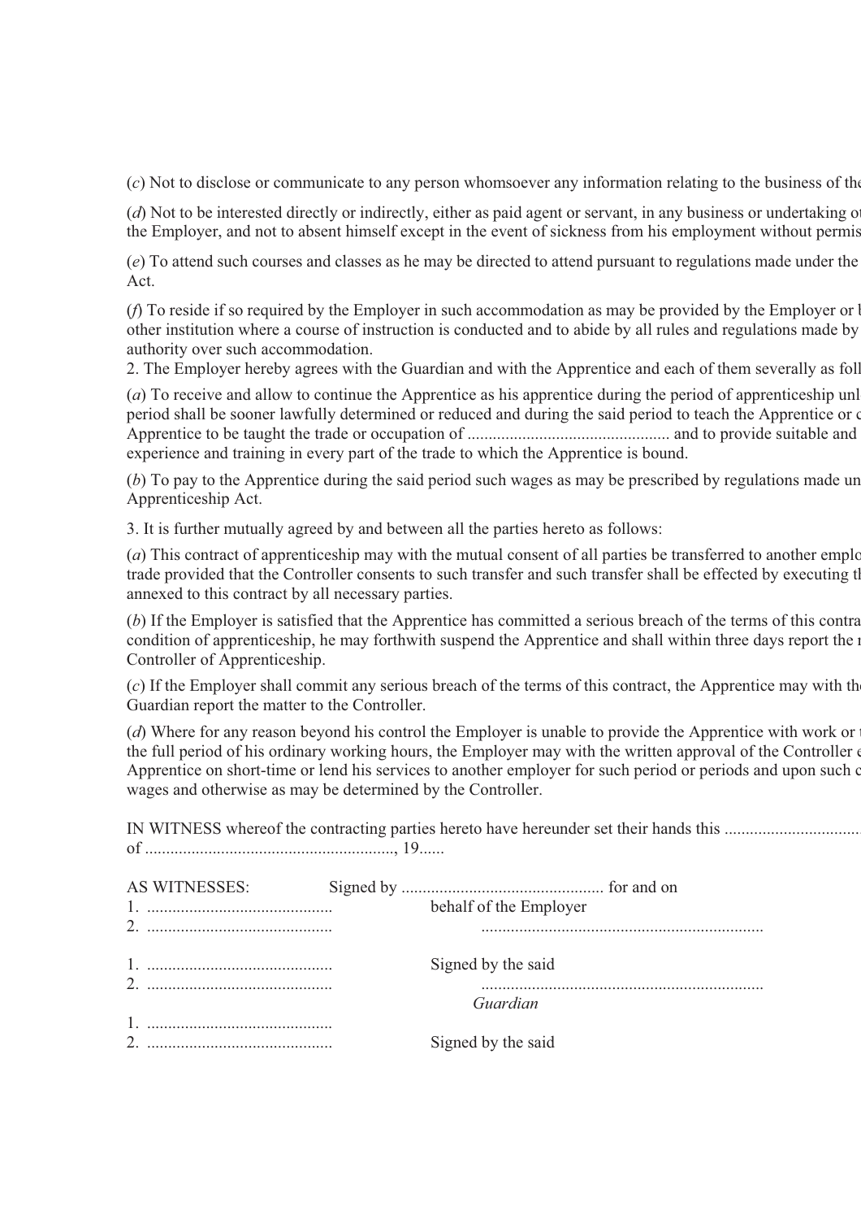(*c*) Not to disclose or communicate to any person whomsoever any information relating to the business of the

(*d*) Not to be interested directly or indirectly, either as paid agent or servant, in any business or undertaking ot the Employer, and not to absent himself except in the event of sickness from his employment without permis

(*e*) To attend such courses and classes as he may be directed to attend pursuant to regulations made under the Act.

(*f*) To reside if so required by the Employer in such accommodation as may be provided by the Employer or l other institution where a course of instruction is conducted and to abide by all rules and regulations made by authority over such accommodation.

2. The Employer hereby agrees with the Guardian and with the Apprentice and each of them severally as foll

(*a*) To receive and allow to continue the Apprentice as his apprentice during the period of apprenticeship unl period shall be sooner lawfully determined or reduced and during the said period to teach the Apprentice or c Apprentice to be taught the trade or occupation of ............................................... and to provide suitable and experience and training in every part of the trade to which the Apprentice is bound.

(*b*) To pay to the Apprentice during the said period such wages as may be prescribed by regulations made un Apprenticeship Act.

3. It is further mutually agreed by and between all the parties hereto as follows:

(*a*) This contract of apprenticeship may with the mutual consent of all parties be transferred to another emplo trade provided that the Controller consents to such transfer and such transfer shall be effected by executing th annexed to this contract by all necessary parties.

(*b*) If the Employer is satisfied that the Apprentice has committed a serious breach of the terms of this contra condition of apprenticeship, he may forthwith suspend the Apprentice and shall within three days report the m Controller of Apprenticeship.

(*c*) If the Employer shall commit any serious breach of the terms of this contract, the Apprentice may with the Guardian report the matter to the Controller.

(*d*) Where for any reason beyond his control the Employer is unable to provide the Apprentice with work or t the full period of his ordinary working hours, the Employer may with the written approval of the Controller e Apprentice on short-time or lend his services to another employer for such period or periods and upon such c wages and otherwise as may be determined by the Controller.

IN WITNESS whereof the contracting parties hereto have hereunder set their hands this ................................ of ..........................................................., 19......

AS WITNESSES: Signed by ................................................ for and on

1. ............................................ behalf of the Employer
2. ............................................ ..................................................................

1. ............................................ Signed by the said
2. ............................................ ..................................................................

*Guardian*

1. ............................................
2. ............................................ Signed by the said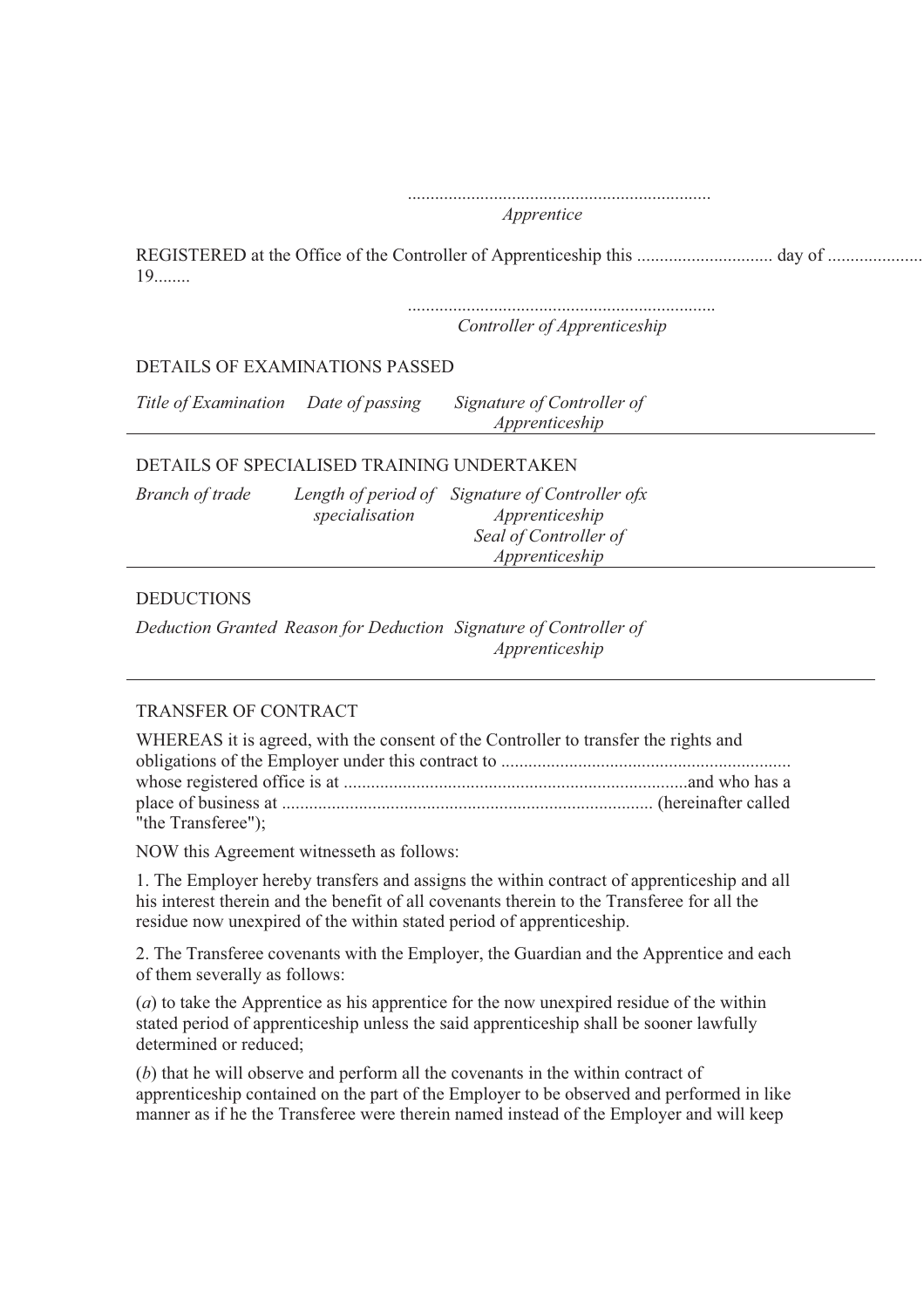..................................................................
*Apprentice*

REGISTERED at the Office of the Controller of Apprenticeship this ............................. day of ..................... 19........

...................................................................
*Controller of Apprenticeship*

DETAILS OF EXAMINATIONS PASSED

| *Title of Examination* | *Date of passing* | *Signature of Controller of Apprenticeship* |
|---|---|---|
| | | |

DETAILS OF SPECIALISED TRAINING UNDERTAKEN

| *Branch of trade* | *Length of period of specialisation* | *Signature of Controller ofx Apprenticeship* *Seal of Controller of Apprenticeship* |
|---|---|---|
| | | |

DEDUCTIONS

| *Deduction Granted* | *Reason for Deduction* | *Signature of Controller of Apprenticeship* |
|---|---|---|
| | | |

TRANSFER OF CONTRACT

WHEREAS it is agreed, with the consent of the Controller to transfer the rights and obligations of the Employer under this contract to ............................................................... whose registered office is at ..........................................................................and who has a place of business at ................................................................................ (hereinafter called "the Transferee");

NOW this Agreement witnesseth as follows:

1. The Employer hereby transfers and assigns the within contract of apprenticeship and all his interest therein and the benefit of all covenants therein to the Transferee for all the residue now unexpired of the within stated period of apprenticeship.

2. The Transferee covenants with the Employer, the Guardian and the Apprentice and each of them severally as follows:

(*a*) to take the Apprentice as his apprentice for the now unexpired residue of the within stated period of apprenticeship unless the said apprenticeship shall be sooner lawfully determined or reduced;

(*b*) that he will observe and perform all the covenants in the within contract of apprenticeship contained on the part of the Employer to be observed and performed in like manner as if he the Transferee were therein named instead of the Employer and will keep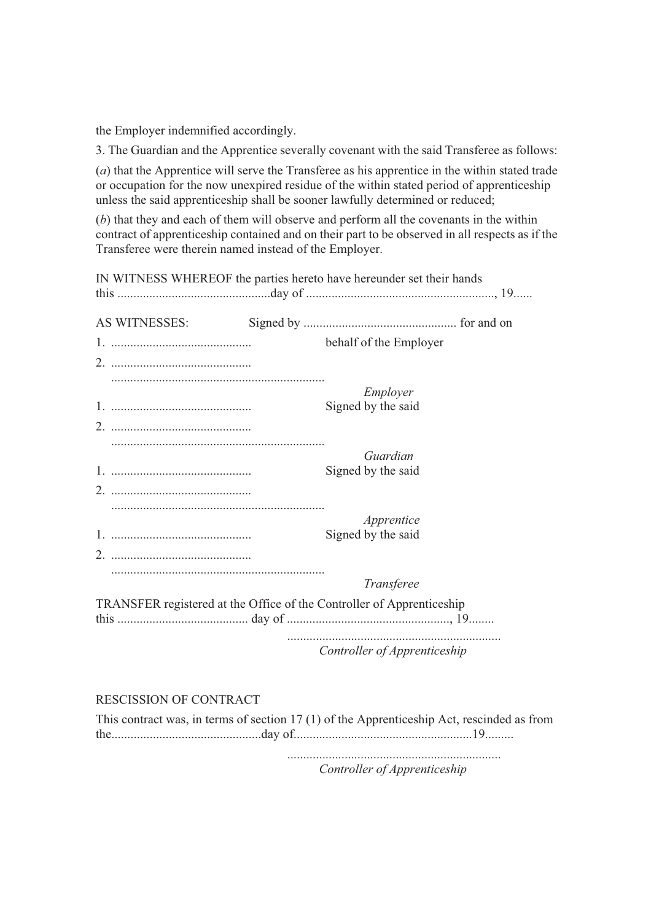the Employer indemnified accordingly.

3. The Guardian and the Apprentice severally covenant with the said Transferee as follows:

(*a*) that the Apprentice will serve the Transferee as his apprentice in the within stated trade or occupation for the now unexpired residue of the within stated period of apprenticeship unless the said apprenticeship shall be sooner lawfully determined or reduced;

(*b*) that they and each of them will observe and perform all the covenants in the within contract of apprenticeship contained and on their part to be observed in all respects as if the Transferee were therein named instead of the Employer.

IN WITNESS WHEREOF the parties hereto have hereunder set their hands this ................................................day of ..........................................................., 19......

AS WITNESSES: Signed by ................................................ for and on behalf of the Employer

1. ............................................
2. ............................................

..................................................................
*Employer*

Signed by the said

1. ............................................
2. ............................................

..................................................................
*Guardian*

Signed by the said

1. ............................................
2. ............................................

..................................................................
*Apprentice*

Signed by the said

1. ............................................
2. ............................................

..................................................................
*Transferee*

TRANSFER registered at the Office of the Controller of Apprenticeship this ......................................... day of ..................................................., 19........

..................................................................
*Controller of Apprenticeship*

RESCISSION OF CONTRACT

This contract was, in terms of section 17 (1) of the Apprenticeship Act, rescinded as from the..............................................day of.......................................................19.........

..................................................................
*Controller of Apprenticeship*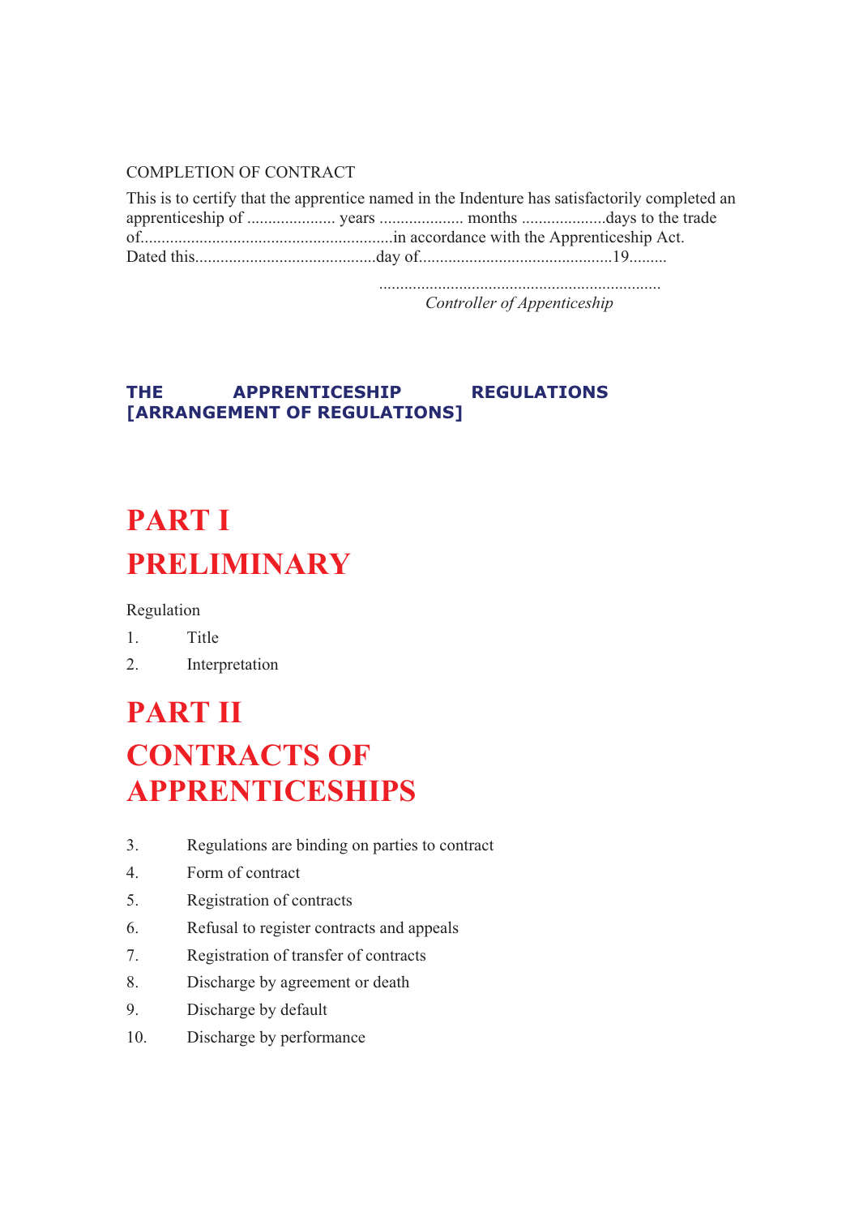COMPLETION OF CONTRACT

This is to certify that the apprentice named in the Indenture has satisfactorily completed an apprenticeship of ..................... years .................... months ....................days to the trade of...........................................................in accordance with the Apprenticeship Act. Dated this...........................................day of.............................................19.........

..................................................................
*Controller of Appenticeship*

**THE APPRENTICESHIP REGULATIONS [ARRANGEMENT OF REGULATIONS]**

# PART I
# PRELIMINARY

Regulation

1. Title
2. Interpretation

# PART II
# CONTRACTS OF APPRENTICESHIPS

3. Regulations are binding on parties to contract
4. Form of contract
5. Registration of contracts
6. Refusal to register contracts and appeals
7. Registration of transfer of contracts
8. Discharge by agreement or death
9. Discharge by default
10. Discharge by performance